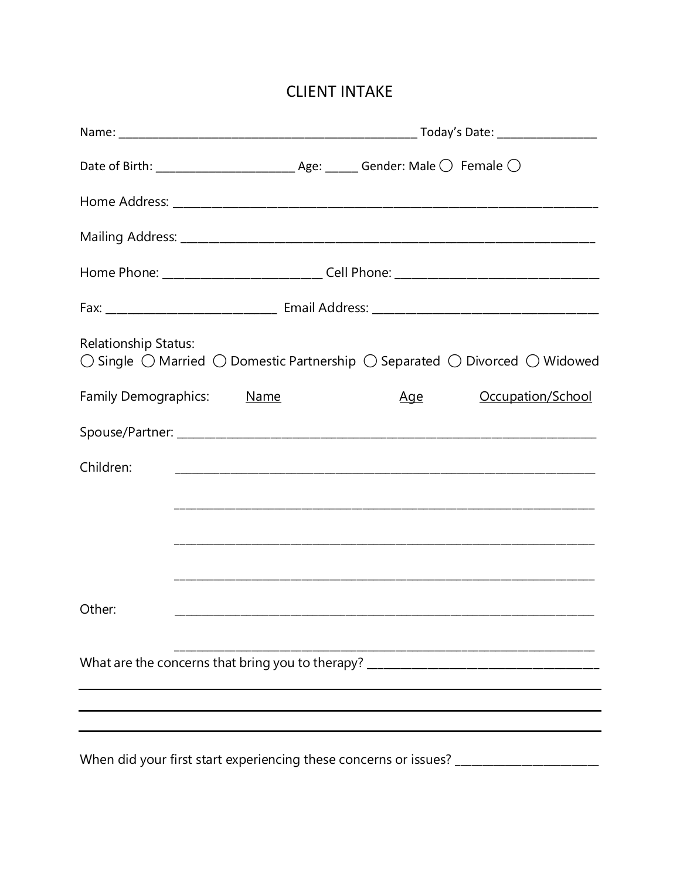# CLIENT INTAKE

Name: ______________________________________________ Today's Date: _______________

Date of Birth: _____________________ Age: _____ Gender: Male ◯ Female ◯

Home Address: ____________________________________________________________

Mailing Address: __________________________________________________________

Home Phone: ________________________ Cell Phone: _____________________________

Fax: _________________________ Email Address: __________________________________

Relationship Status:
◯ Single ◯ Married ◯ Domestic Partnership ◯ Separated ◯ Divorced ◯ Widowed

Family Demographics: Name Age Occupation/School

Spouse/Partner: ___________________________________________________________

Children: ________________________________________________________________

________________________________________________________________

________________________________________________________________

________________________________________________________________

Other: ________________________________________________________________

________________________________________________________________

What are the concerns that bring you to therapy? ___________________________________

________________________________________________________________________

________________________________________________________________________

________________________________________________________________________

When did your first start experiencing these concerns or issues? ____________________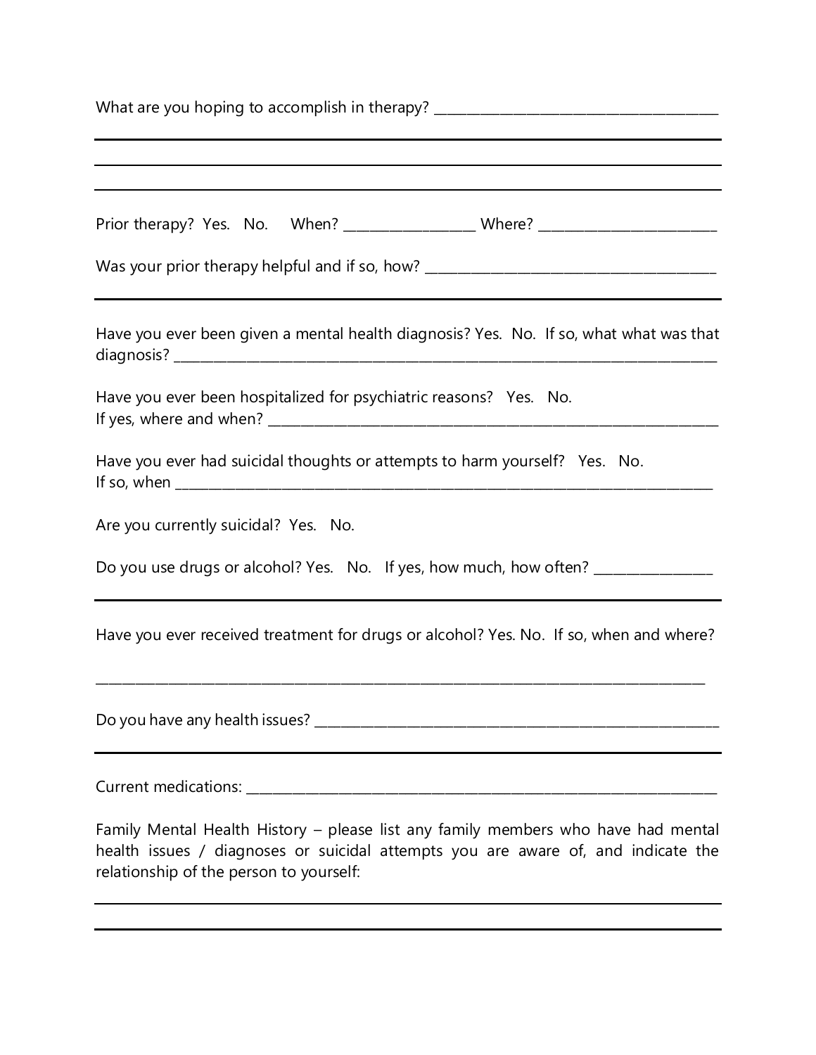What are you hoping to accomplish in therapy? ________________________________________

______________________________________________________________________________

______________________________________________________________________________

______________________________________________________________________________

Prior therapy? Yes. No. When? __________________ Where? ________________________

Was your prior therapy helpful and if so, how? ________________________________________

______________________________________________________________________________

Have you ever been given a mental health diagnosis? Yes. No. If so, what what was that diagnosis? ______________________________________________________________________

Have you ever been hospitalized for psychiatric reasons? Yes. No.
If yes, where and when? ______________________________________________________________

Have you ever had suicidal thoughts or attempts to harm yourself? Yes. No.
If so, when ______________________________________________________________________

Are you currently suicidal? Yes. No.

Do you use drugs or alcohol? Yes. No. If yes, how much, how often? ________________

______________________________________________________________________________

Have you ever received treatment for drugs or alcohol? Yes. No. If so, when and where?

______________________________________________________________________________

Do you have any health issues? ________________________________________________________

______________________________________________________________________________

Current medications: __________________________________________________________________

Family Mental Health History – please list any family members who have had mental health issues / diagnoses or suicidal attempts you are aware of, and indicate the relationship of the person to yourself:

______________________________________________________________________________

______________________________________________________________________________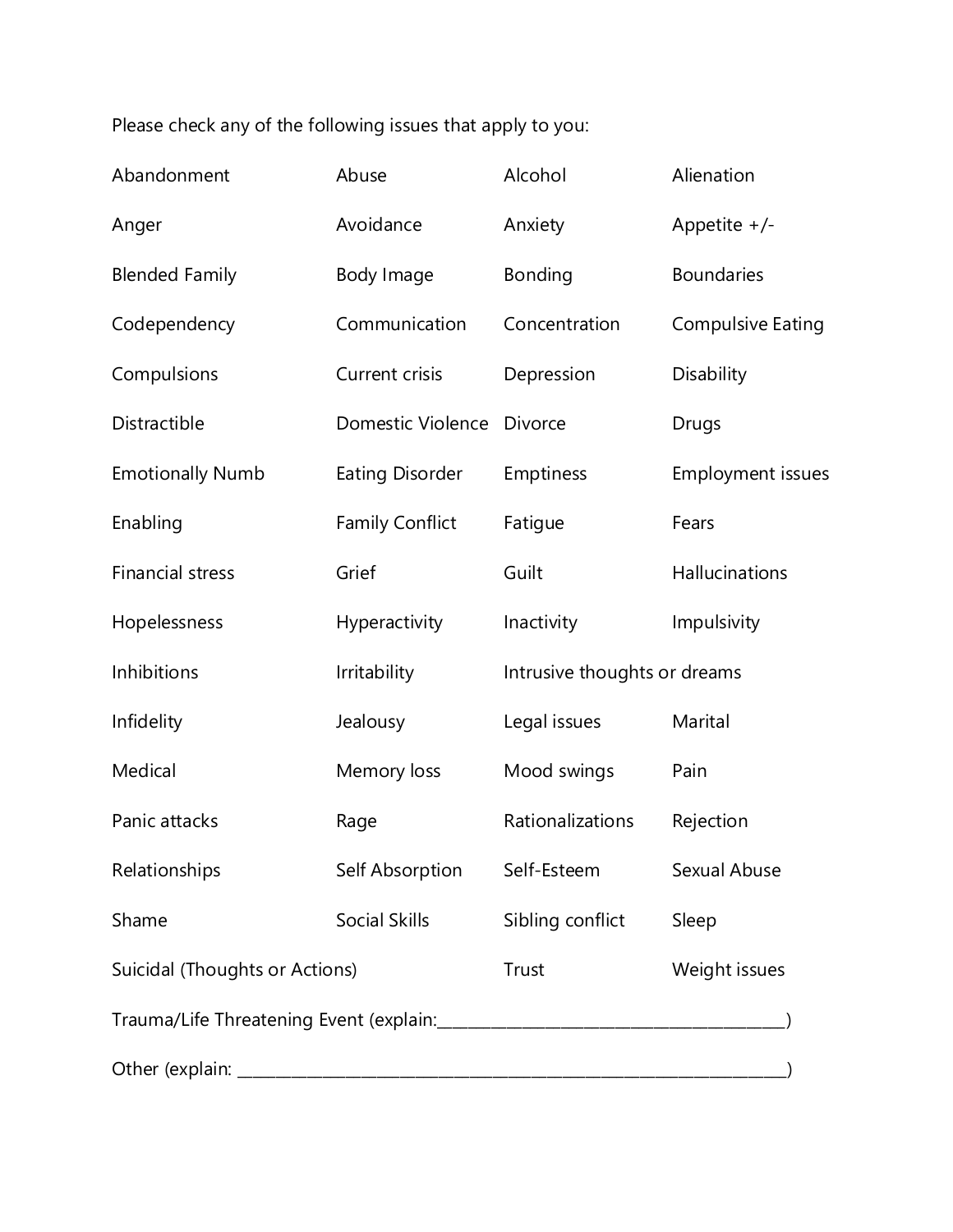Please check any of the following issues that apply to you:

| | | | |
|---|---|---|---|
| Abandonment | Abuse | Alcohol | Alienation |
| Anger | Avoidance | Anxiety | Appetite +/- |
| Blended Family | Body Image | Bonding | Boundaries |
| Codependency | Communication | Concentration | Compulsive Eating |
| Compulsions | Current crisis | Depression | Disability |
| Distractible | Domestic Violence | Divorce | Drugs |
| Emotionally Numb | Eating Disorder | Emptiness | Employment issues |
| Enabling | Family Conflict | Fatigue | Fears |
| Financial stress | Grief | Guilt | Hallucinations |
| Hopelessness | Hyperactivity | Inactivity | Impulsivity |
| Inhibitions | Irritability | Intrusive thoughts or dreams | |
| Infidelity | Jealousy | Legal issues | Marital |
| Medical | Memory loss | Mood swings | Pain |
| Panic attacks | Rage | Rationalizations | Rejection |
| Relationships | Self Absorption | Self-Esteem | Sexual Abuse |
| Shame | Social Skills | Sibling conflict | Sleep |
| Suicidal (Thoughts or Actions) | | Trust | Weight issues |

Trauma/Life Threatening Event (explain:_______________________________________)

Other (explain: _____________________________________________________________)